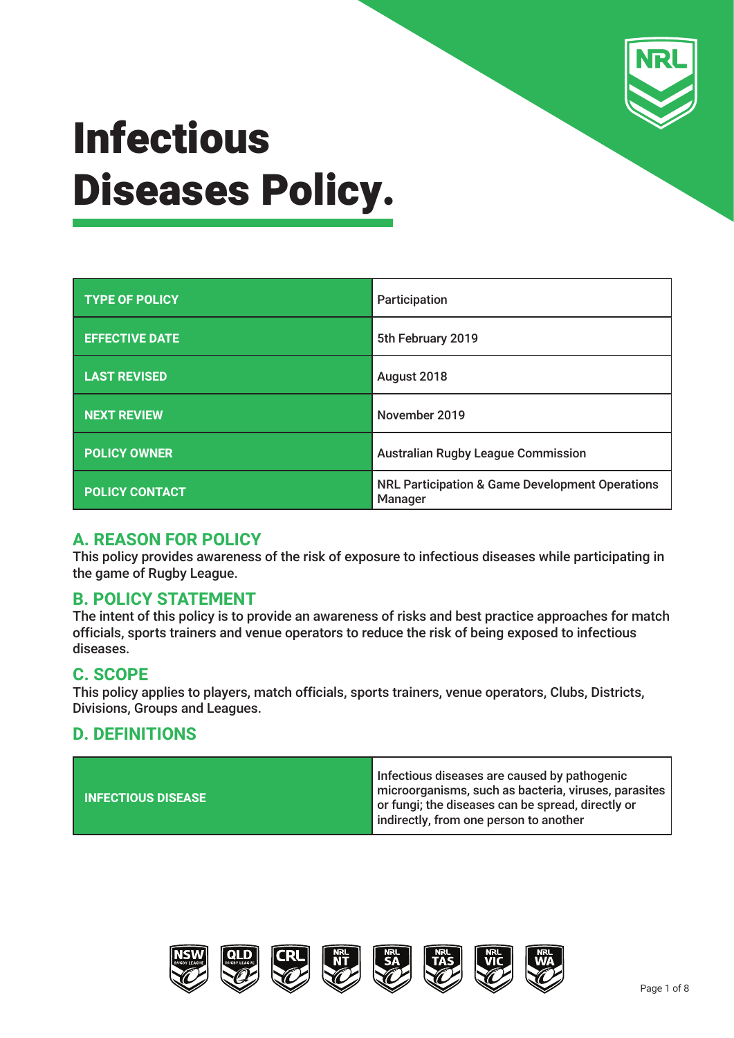# Infectious Diseases Policy.

| | |
|---|---|
| **TYPE OF POLICY** | Participation |
| **EFFECTIVE DATE** | 5th February 2019 |
| **LAST REVISED** | August 2018 |
| **NEXT REVIEW** | November 2019 |
| **POLICY OWNER** | Australian Rugby League Commission |
| **POLICY CONTACT** | NRL Participation & Game Development Operations Manager |

## A. REASON FOR POLICY

This policy provides awareness of the risk of exposure to infectious diseases while participating in the game of Rugby League.

## B. POLICY STATEMENT

The intent of this policy is to provide an awareness of risks and best practice approaches for match officials, sports trainers and venue operators to reduce the risk of being exposed to infectious diseases.

## C. SCOPE

This policy applies to players, match officials, sports trainers, venue operators, Clubs, Districts, Divisions, Groups and Leagues.

## D. DEFINITIONS

| | |
|---|---|
| **INFECTIOUS DISEASE** | Infectious diseases are caused by pathogenic microorganisms, such as bacteria, viruses, parasites or fungi; the diseases can be spread, directly or indirectly, from one person to another |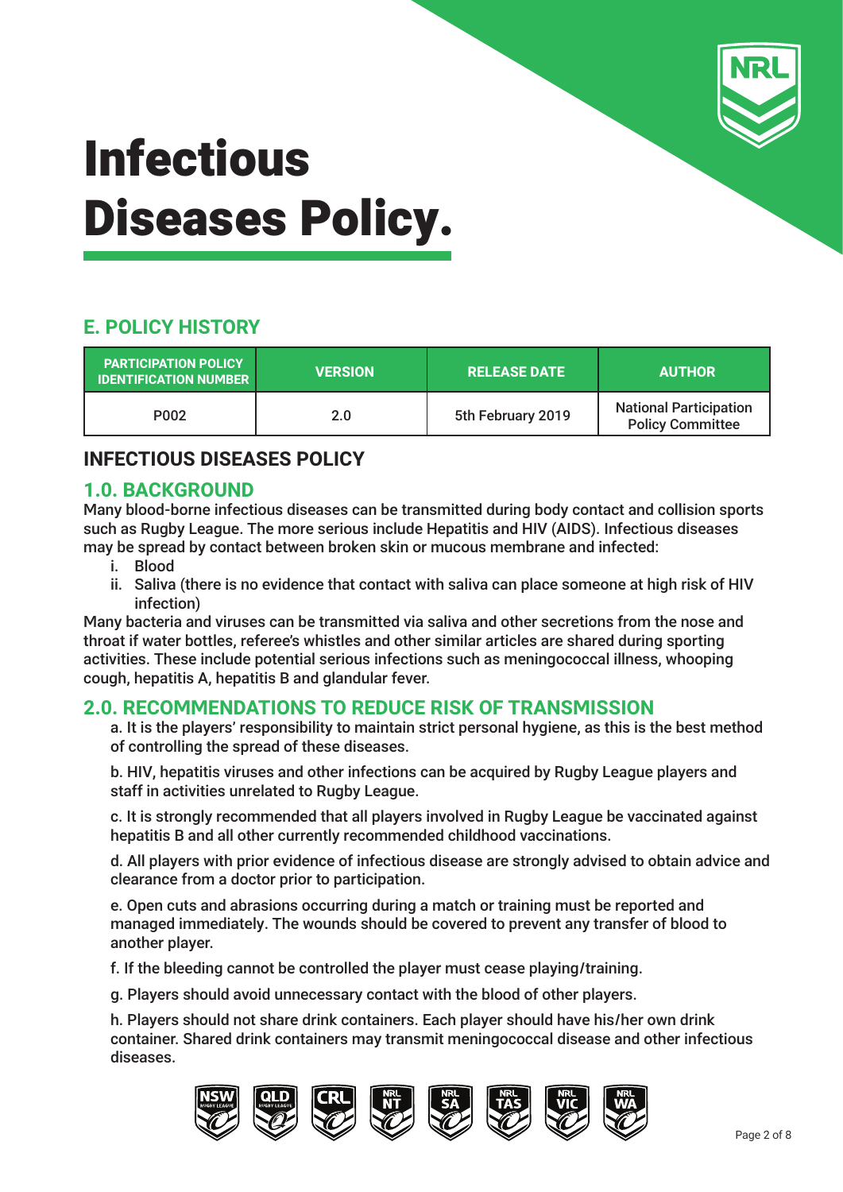# Infectious Diseases Policy.

## E. POLICY HISTORY

| PARTICIPATION POLICY IDENTIFICATION NUMBER | VERSION | RELEASE DATE | AUTHOR |
|---|---|---|---|
| P002 | 2.0 | 5th February 2019 | National Participation Policy Committee |

## INFECTIOUS DISEASES POLICY

### 1.0. BACKGROUND

Many blood-borne infectious diseases can be transmitted during body contact and collision sports such as Rugby League. The more serious include Hepatitis and HIV (AIDS). Infectious diseases may be spread by contact between broken skin or mucous membrane and infected:

i. Blood
ii. Saliva (there is no evidence that contact with saliva can place someone at high risk of HIV infection)

Many bacteria and viruses can be transmitted via saliva and other secretions from the nose and throat if water bottles, referee's whistles and other similar articles are shared during sporting activities. These include potential serious infections such as meningococcal illness, whooping cough, hepatitis A, hepatitis B and glandular fever.

### 2.0. RECOMMENDATIONS TO REDUCE RISK OF TRANSMISSION

a. It is the players' responsibility to maintain strict personal hygiene, as this is the best method of controlling the spread of these diseases.

b. HIV, hepatitis viruses and other infections can be acquired by Rugby League players and staff in activities unrelated to Rugby League.

c. It is strongly recommended that all players involved in Rugby League be vaccinated against hepatitis B and all other currently recommended childhood vaccinations.

d. All players with prior evidence of infectious disease are strongly advised to obtain advice and clearance from a doctor prior to participation.

e. Open cuts and abrasions occurring during a match or training must be reported and managed immediately. The wounds should be covered to prevent any transfer of blood to another player.

f. If the bleeding cannot be controlled the player must cease playing/training.

g. Players should avoid unnecessary contact with the blood of other players.

h. Players should not share drink containers. Each player should have his/her own drink container. Shared drink containers may transmit meningococcal disease and other infectious diseases.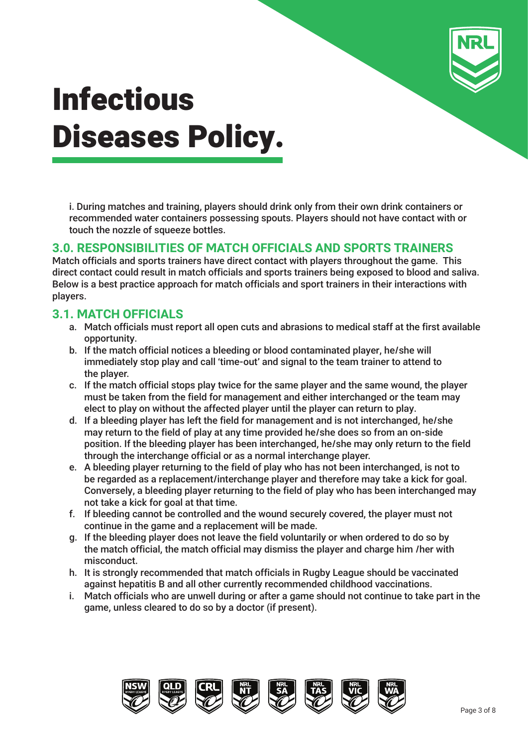# Infectious Diseases Policy.

i. During matches and training, players should drink only from their own drink containers or recommended water containers possessing spouts. Players should not have contact with or touch the nozzle of squeeze bottles.

## 3.0. RESPONSIBILITIES OF MATCH OFFICIALS AND SPORTS TRAINERS

Match officials and sports trainers have direct contact with players throughout the game. This direct contact could result in match officials and sports trainers being exposed to blood and saliva. Below is a best practice approach for match officials and sport trainers in their interactions with players.

## 3.1. MATCH OFFICIALS

a. Match officials must report all open cuts and abrasions to medical staff at the first available opportunity.

b. If the match official notices a bleeding or blood contaminated player, he/she will immediately stop play and call 'time-out' and signal to the team trainer to attend to the player.

c. If the match official stops play twice for the same player and the same wound, the player must be taken from the field for management and either interchanged or the team may elect to play on without the affected player until the player can return to play.

d. If a bleeding player has left the field for management and is not interchanged, he/she may return to the field of play at any time provided he/she does so from an on-side position. If the bleeding player has been interchanged, he/she may only return to the field through the interchange official or as a normal interchange player.

e. A bleeding player returning to the field of play who has not been interchanged, is not to be regarded as a replacement/interchange player and therefore may take a kick for goal. Conversely, a bleeding player returning to the field of play who has been interchanged may not take a kick for goal at that time.

f. If bleeding cannot be controlled and the wound securely covered, the player must not continue in the game and a replacement will be made.

g. If the bleeding player does not leave the field voluntarily or when ordered to do so by the match official, the match official may dismiss the player and charge him /her with misconduct.

h. It is strongly recommended that match officials in Rugby League should be vaccinated against hepatitis B and all other currently recommended childhood vaccinations.

i. Match officials who are unwell during or after a game should not continue to take part in the game, unless cleared to do so by a doctor (if present).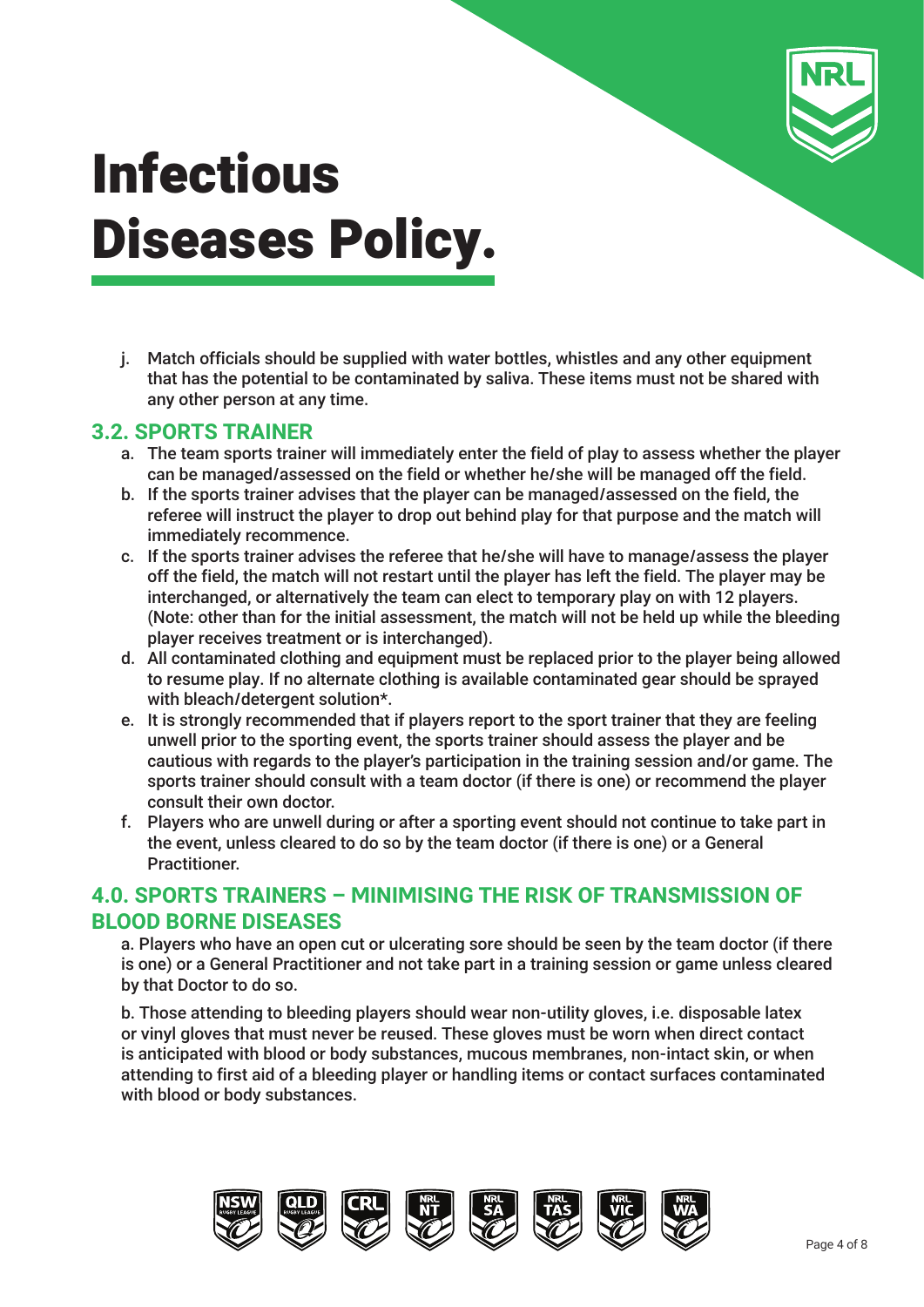# Infectious Diseases Policy.

j. Match officials should be supplied with water bottles, whistles and any other equipment that has the potential to be contaminated by saliva. These items must not be shared with any other person at any time.

## 3.2. SPORTS TRAINER

a. The team sports trainer will immediately enter the field of play to assess whether the player can be managed/assessed on the field or whether he/she will be managed off the field.

b. If the sports trainer advises that the player can be managed/assessed on the field, the referee will instruct the player to drop out behind play for that purpose and the match will immediately recommence.

c. If the sports trainer advises the referee that he/she will have to manage/assess the player off the field, the match will not restart until the player has left the field. The player may be interchanged, or alternatively the team can elect to temporary play on with 12 players. (Note: other than for the initial assessment, the match will not be held up while the bleeding player receives treatment or is interchanged).

d. All contaminated clothing and equipment must be replaced prior to the player being allowed to resume play. If no alternate clothing is available contaminated gear should be sprayed with bleach/detergent solution*.

e. It is strongly recommended that if players report to the sport trainer that they are feeling unwell prior to the sporting event, the sports trainer should assess the player and be cautious with regards to the player's participation in the training session and/or game. The sports trainer should consult with a team doctor (if there is one) or recommend the player consult their own doctor.

f. Players who are unwell during or after a sporting event should not continue to take part in the event, unless cleared to do so by the team doctor (if there is one) or a General Practitioner.

## 4.0. SPORTS TRAINERS – MINIMISING THE RISK OF TRANSMISSION OF BLOOD BORNE DISEASES

a. Players who have an open cut or ulcerating sore should be seen by the team doctor (if there is one) or a General Practitioner and not take part in a training session or game unless cleared by that Doctor to do so.

b. Those attending to bleeding players should wear non-utility gloves, i.e. disposable latex or vinyl gloves that must never be reused. These gloves must be worn when direct contact is anticipated with blood or body substances, mucous membranes, non-intact skin, or when attending to first aid of a bleeding player or handling items or contact surfaces contaminated with blood or body substances.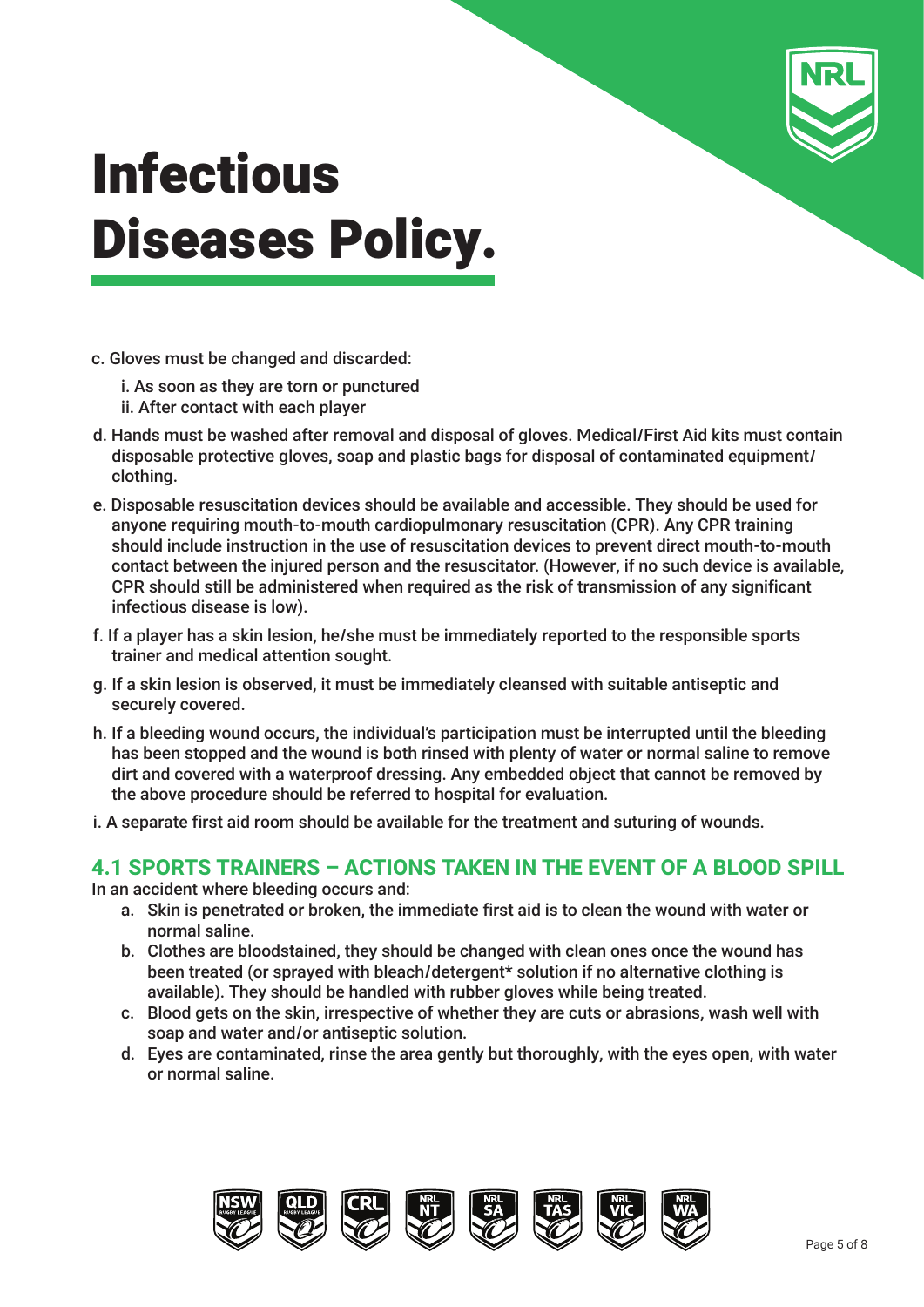# Infectious Diseases Policy.

c. Gloves must be changed and discarded:

    i. As soon as they are torn or punctured
    ii. After contact with each player

d. Hands must be washed after removal and disposal of gloves. Medical/First Aid kits must contain disposable protective gloves, soap and plastic bags for disposal of contaminated equipment/clothing.

e. Disposable resuscitation devices should be available and accessible. They should be used for anyone requiring mouth-to-mouth cardiopulmonary resuscitation (CPR). Any CPR training should include instruction in the use of resuscitation devices to prevent direct mouth-to-mouth contact between the injured person and the resuscitator. (However, if no such device is available, CPR should still be administered when required as the risk of transmission of any significant infectious disease is low).

f. If a player has a skin lesion, he/she must be immediately reported to the responsible sports trainer and medical attention sought.

g. If a skin lesion is observed, it must be immediately cleansed with suitable antiseptic and securely covered.

h. If a bleeding wound occurs, the individual's participation must be interrupted until the bleeding has been stopped and the wound is both rinsed with plenty of water or normal saline to remove dirt and covered with a waterproof dressing. Any embedded object that cannot be removed by the above procedure should be referred to hospital for evaluation.

i. A separate first aid room should be available for the treatment and suturing of wounds.

## 4.1 SPORTS TRAINERS – ACTIONS TAKEN IN THE EVENT OF A BLOOD SPILL

In an accident where bleeding occurs and:

a. Skin is penetrated or broken, the immediate first aid is to clean the wound with water or normal saline.
b. Clothes are bloodstained, they should be changed with clean ones once the wound has been treated (or sprayed with bleach/detergent* solution if no alternative clothing is available). They should be handled with rubber gloves while being treated.
c. Blood gets on the skin, irrespective of whether they are cuts or abrasions, wash well with soap and water and/or antiseptic solution.
d. Eyes are contaminated, rinse the area gently but thoroughly, with the eyes open, with water or normal saline.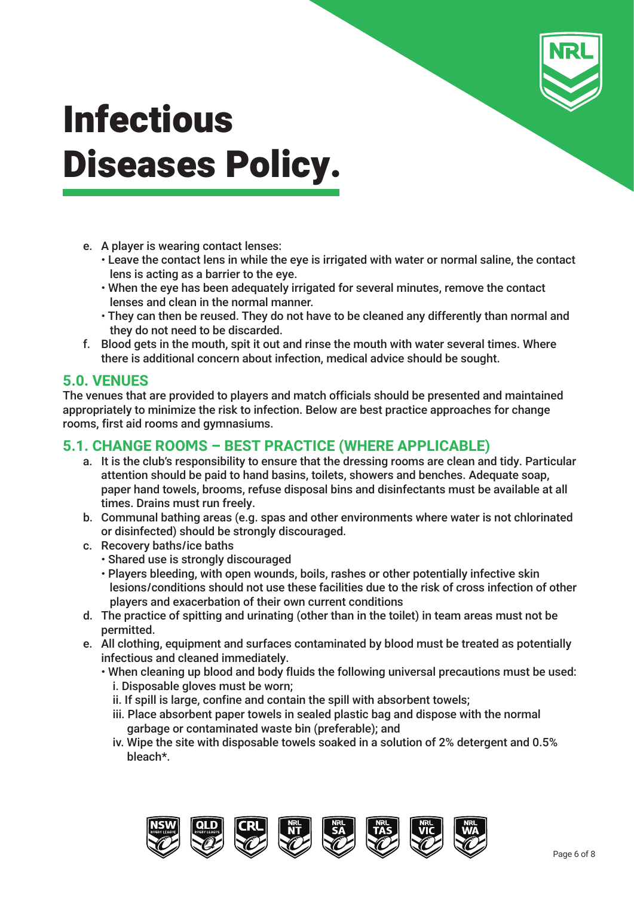e. A player is wearing contact lenses:
   - Leave the contact lens in while the eye is irrigated with water or normal saline, the contact lens is acting as a barrier to the eye.
   - When the eye has been adequately irrigated for several minutes, remove the contact lenses and clean in the normal manner.
   - They can then be reused. They do not have to be cleaned any differently than normal and they do not need to be discarded.

f. Blood gets in the mouth, spit it out and rinse the mouth with water several times. Where there is additional concern about infection, medical advice should be sought.

## 5.0. VENUES

The venues that are provided to players and match officials should be presented and maintained appropriately to minimize the risk to infection. Below are best practice approaches for change rooms, first aid rooms and gymnasiums.

## 5.1. CHANGE ROOMS – BEST PRACTICE (WHERE APPLICABLE)

a. It is the club's responsibility to ensure that the dressing rooms are clean and tidy. Particular attention should be paid to hand basins, toilets, showers and benches. Adequate soap, paper hand towels, brooms, refuse disposal bins and disinfectants must be available at all times. Drains must run freely.

b. Communal bathing areas (e.g. spas and other environments where water is not chlorinated or disinfected) should be strongly discouraged.

c. Recovery baths/ice baths
   - Shared use is strongly discouraged
   - Players bleeding, with open wounds, boils, rashes or other potentially infective skin lesions/conditions should not use these facilities due to the risk of cross infection of other players and exacerbation of their own current conditions

d. The practice of spitting and urinating (other than in the toilet) in team areas must not be permitted.

e. All clothing, equipment and surfaces contaminated by blood must be treated as potentially infectious and cleaned immediately.
   - When cleaning up blood and body fluids the following universal precautions must be used:
     i. Disposable gloves must be worn;
     ii. If spill is large, confine and contain the spill with absorbent towels;
     iii. Place absorbent paper towels in sealed plastic bag and dispose with the normal garbage or contaminated waste bin (preferable); and
     iv. Wipe the site with disposable towels soaked in a solution of 2% detergent and 0.5% bleach*.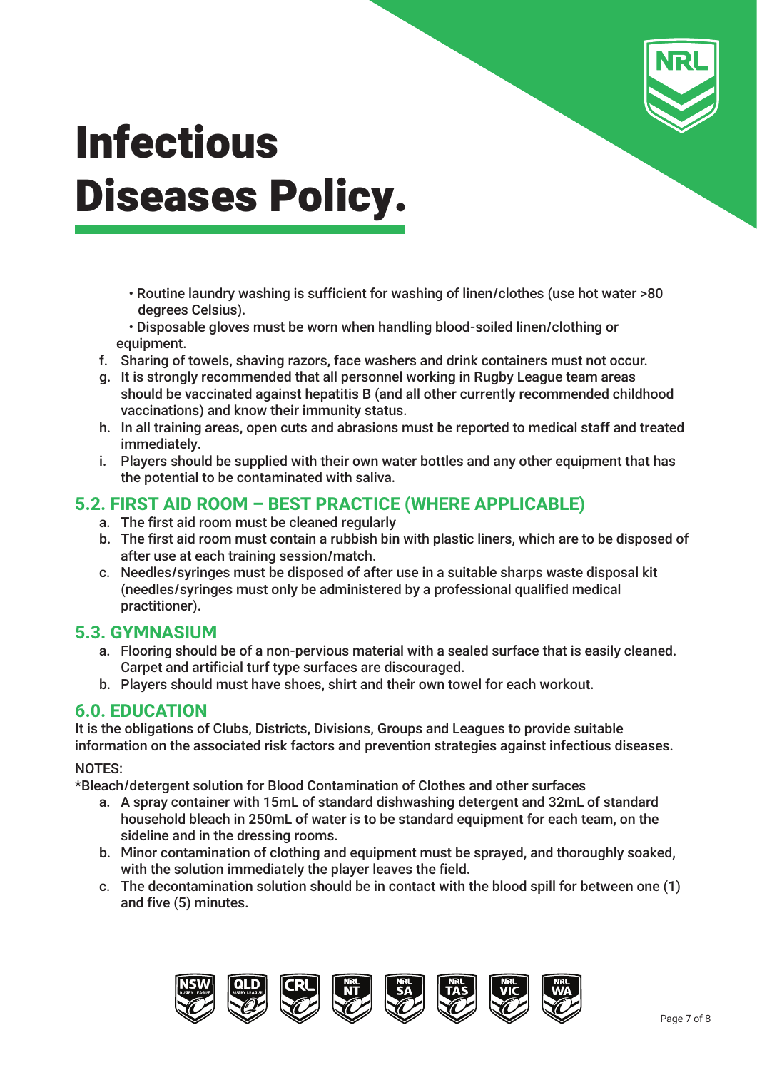# Infectious Diseases Policy.

- Routine laundry washing is sufficient for washing of linen/clothes (use hot water >80 degrees Celsius).
- Disposable gloves must be worn when handling blood-soiled linen/clothing or equipment.

f. Sharing of towels, shaving razors, face washers and drink containers must not occur.

g. It is strongly recommended that all personnel working in Rugby League team areas should be vaccinated against hepatitis B (and all other currently recommended childhood vaccinations) and know their immunity status.

h. In all training areas, open cuts and abrasions must be reported to medical staff and treated immediately.

i. Players should be supplied with their own water bottles and any other equipment that has the potential to be contaminated with saliva.

## 5.2. FIRST AID ROOM – BEST PRACTICE (WHERE APPLICABLE)

a. The first aid room must be cleaned regularly

b. The first aid room must contain a rubbish bin with plastic liners, which are to be disposed of after use at each training session/match.

c. Needles/syringes must be disposed of after use in a suitable sharps waste disposal kit (needles/syringes must only be administered by a professional qualified medical practitioner).

## 5.3. GYMNASIUM

a. Flooring should be of a non-pervious material with a sealed surface that is easily cleaned. Carpet and artificial turf type surfaces are discouraged.

b. Players should must have shoes, shirt and their own towel for each workout.

## 6.0. EDUCATION

It is the obligations of Clubs, Districts, Divisions, Groups and Leagues to provide suitable information on the associated risk factors and prevention strategies against infectious diseases.

NOTES:

*Bleach/detergent solution for Blood Contamination of Clothes and other surfaces

a. A spray container with 15mL of standard dishwashing detergent and 32mL of standard household bleach in 250mL of water is to be standard equipment for each team, on the sideline and in the dressing rooms.

b. Minor contamination of clothing and equipment must be sprayed, and thoroughly soaked, with the solution immediately the player leaves the field.

c. The decontamination solution should be in contact with the blood spill for between one (1) and five (5) minutes.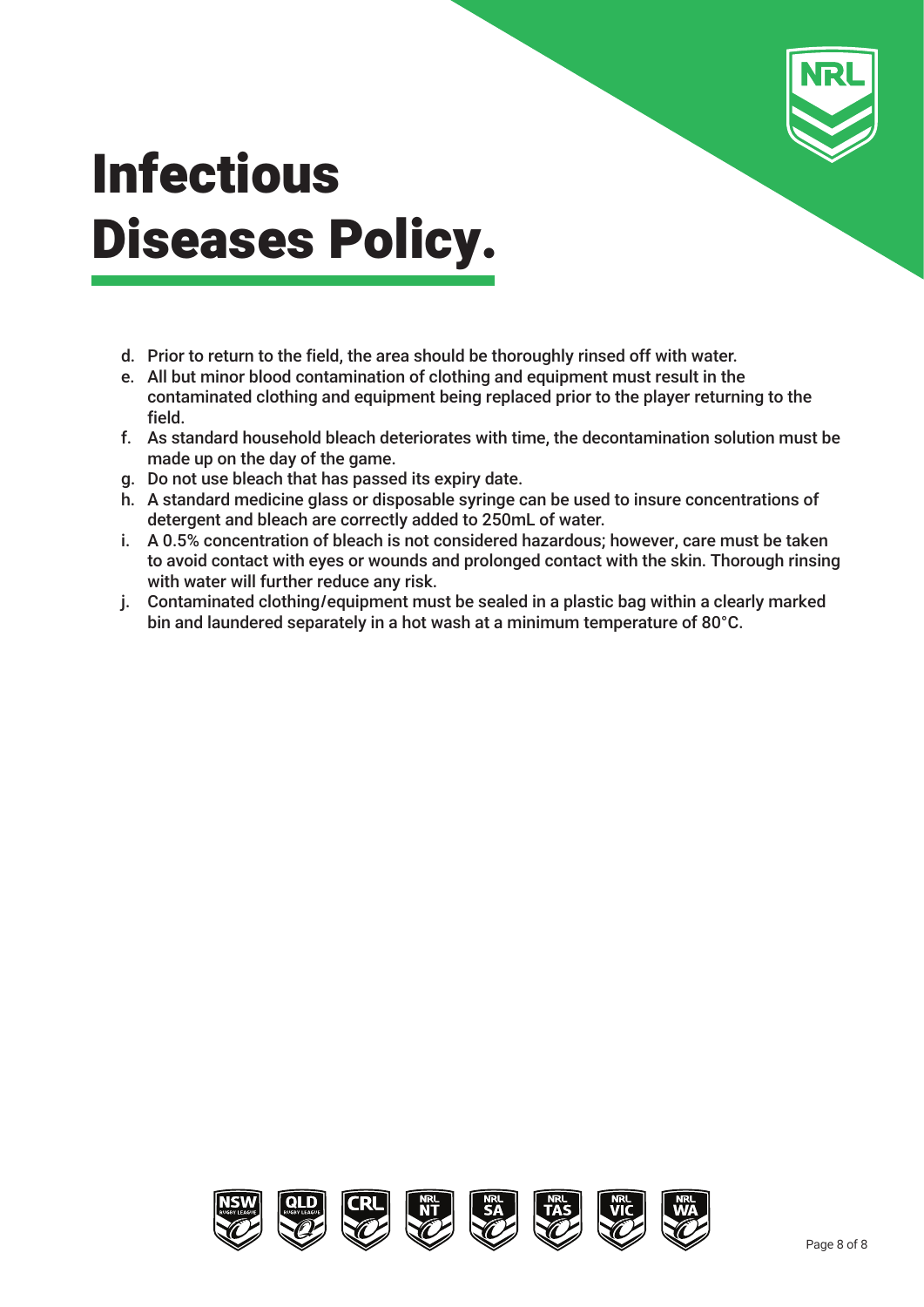# Infectious Diseases Policy.

d. Prior to return to the field, the area should be thoroughly rinsed off with water.
e. All but minor blood contamination of clothing and equipment must result in the contaminated clothing and equipment being replaced prior to the player returning to the field.
f. As standard household bleach deteriorates with time, the decontamination solution must be made up on the day of the game.
g. Do not use bleach that has passed its expiry date.
h. A standard medicine glass or disposable syringe can be used to insure concentrations of detergent and bleach are correctly added to 250mL of water.
i. A 0.5% concentration of bleach is not considered hazardous; however, care must be taken to avoid contact with eyes or wounds and prolonged contact with the skin. Thorough rinsing with water will further reduce any risk.
j. Contaminated clothing/equipment must be sealed in a plastic bag within a clearly marked bin and laundered separately in a hot wash at a minimum temperature of 80°C.